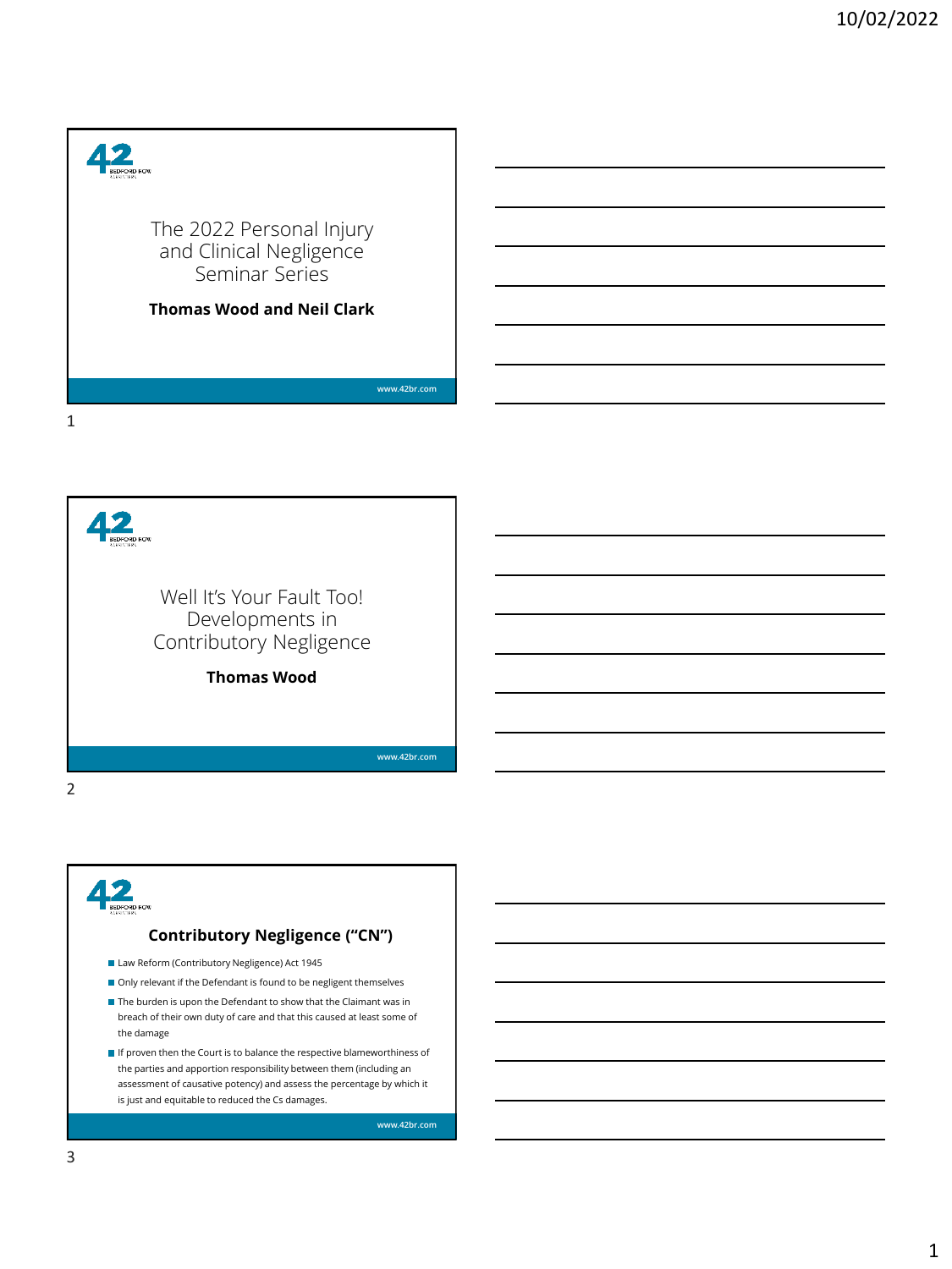# The 2022 Personal Injury and Clinical Negligence Seminar Series

**Thomas Wood and Neil Clark**

www.42br.com

# Well It's Your Fault Too! Developments in Contributory Negligence

**Thomas Wood**

www.42br.com

## Contributory Negligence ("CN")

- Law Reform (Contributory Negligence) Act 1945
- Only relevant if the Defendant is found to be negligent themselves
- The burden is upon the Defendant to show that the Claimant was in breach of their own duty of care and that this caused at least some of the damage
- If proven then the Court is to balance the respective blameworthiness of the parties and apportion responsibility between them (including an assessment of causative potency) and assess the percentage by which it is just and equitable to reduced the Cs damages.

www.42br.com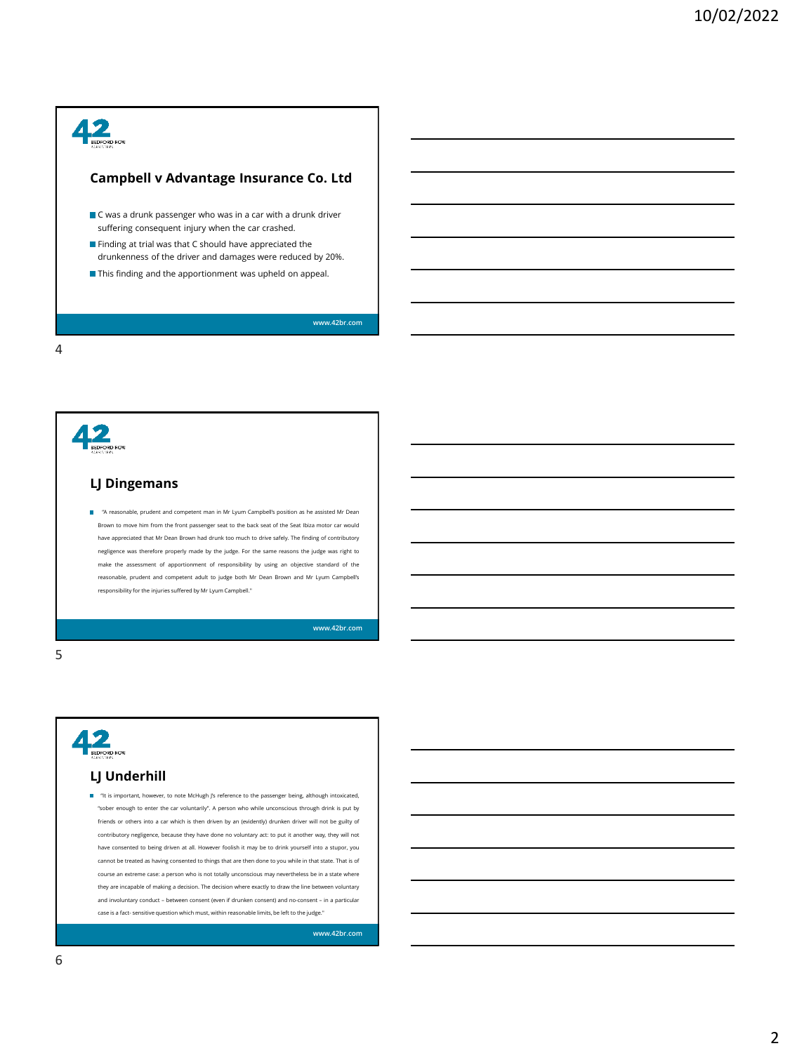## Campbell v Advantage Insurance Co. Ltd

- C was a drunk passenger who was in a car with a drunk driver suffering consequent injury when the car crashed.
- Finding at trial was that C should have appreciated the drunkenness of the driver and damages were reduced by 20%.
- This finding and the apportionment was upheld on appeal.

www.42br.com

## LJ Dingemans

- "A reasonable, prudent and competent man in Mr Lyum Campbell's position as he assisted Mr Dean Brown to move him from the front passenger seat to the back seat of the Seat Ibiza motor car would have appreciated that Mr Dean Brown had drunk too much to drive safely. The finding of contributory negligence was therefore properly made by the judge. For the same reasons the judge was right to make the assessment of apportionment of responsibility by using an objective standard of the reasonable, prudent and competent adult to judge both Mr Dean Brown and Mr Lyum Campbell's responsibility for the injuries suffered by Mr Lyum Campbell."

www.42br.com

## LJ Underhill

- "It is important, however, to note McHugh J's reference to the passenger being, although intoxicated, "sober enough to enter the car voluntarily". A person who while unconscious through drink is put by friends or others into a car which is then driven by an (evidently) drunken driver will not be guilty of contributory negligence, because they have done no voluntary act: to put it another way, they will not have consented to being driven at all. However foolish it may be to drink yourself into a stupor, you cannot be treated as having consented to things that are then done to you while in that state. That is of course an extreme case: a person who is not totally unconscious may nevertheless be in a state where they are incapable of making a decision. The decision where exactly to draw the line between voluntary and involuntary conduct – between consent (even if drunken consent) and no-consent – in a particular case is a fact- sensitive question which must, within reasonable limits, be left to the judge."

www.42br.com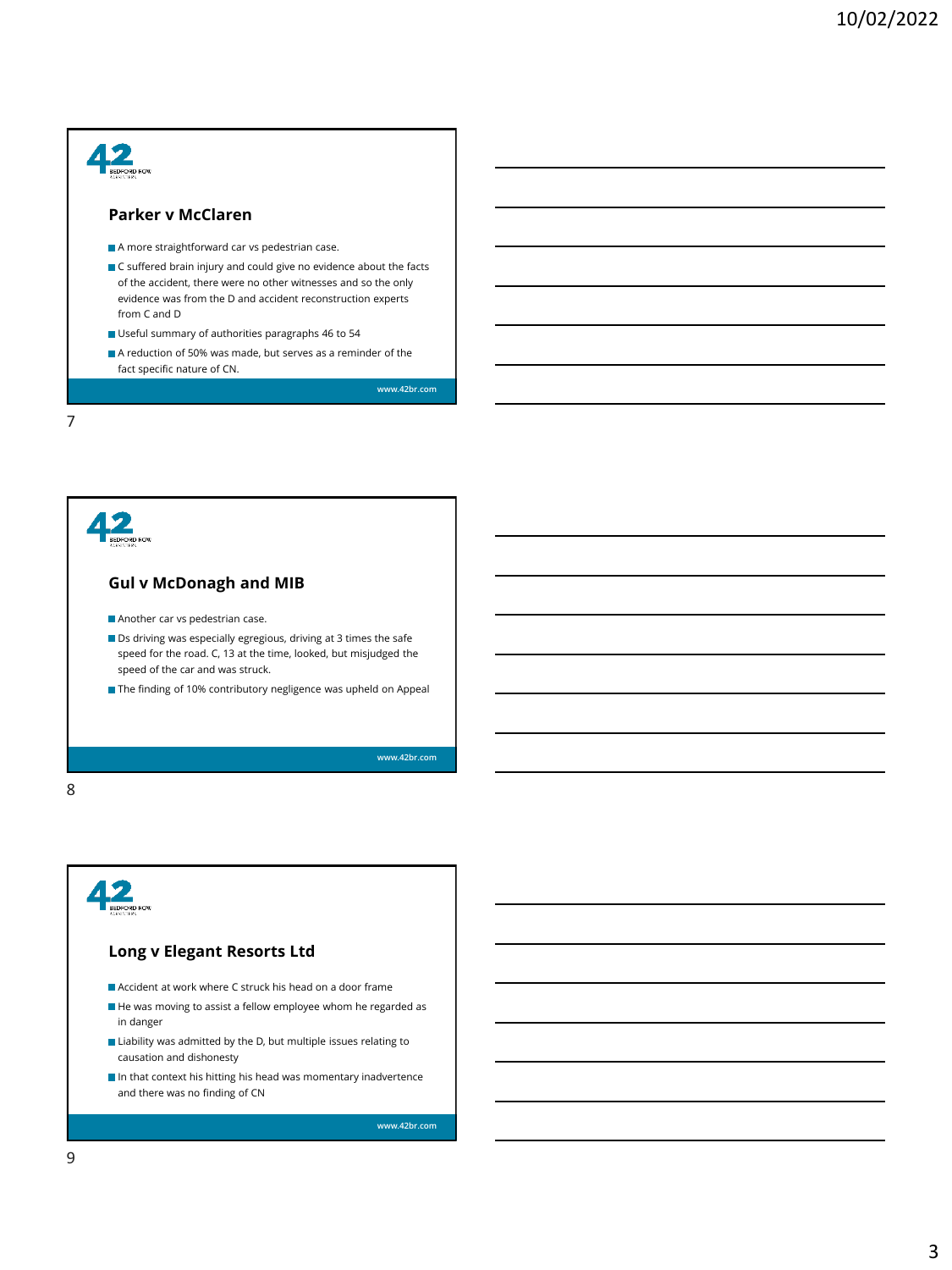## Parker v McClaren

- A more straightforward car vs pedestrian case.
- C suffered brain injury and could give no evidence about the facts of the accident, there were no other witnesses and so the only evidence was from the D and accident reconstruction experts from C and D
- Useful summary of authorities paragraphs 46 to 54
- A reduction of 50% was made, but serves as a reminder of the fact specific nature of CN.

## Gul v McDonagh and MIB

- Another car vs pedestrian case.
- Ds driving was especially egregious, driving at 3 times the safe speed for the road. C, 13 at the time, looked, but misjudged the speed of the car and was struck.
- The finding of 10% contributory negligence was upheld on Appeal

## Long v Elegant Resorts Ltd

- Accident at work where C struck his head on a door frame
- He was moving to assist a fellow employee whom he regarded as in danger
- Liability was admitted by the D, but multiple issues relating to causation and dishonesty
- In that context his hitting his head was momentary inadvertence and there was no finding of CN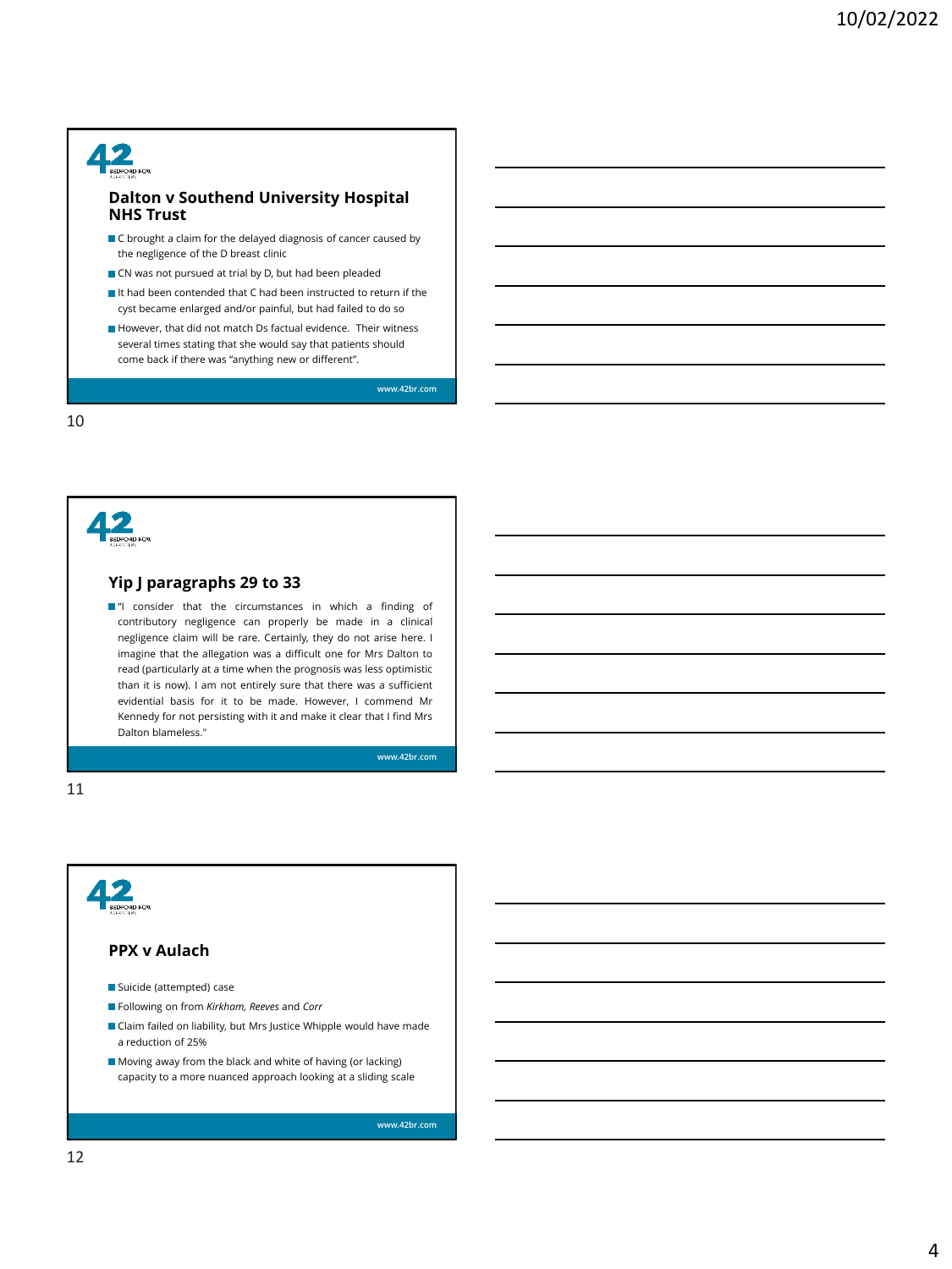## Dalton v Southend University Hospital NHS Trust

- C brought a claim for the delayed diagnosis of cancer caused by the negligence of the D breast clinic
- CN was not pursued at trial by D, but had been pleaded
- It had been contended that C had been instructed to return if the cyst became enlarged and/or painful, but had failed to do so
- However, that did not match Ds factual evidence. Their witness several times stating that she would say that patients should come back if there was "anything new or different".

www.42br.com

## Yip J paragraphs 29 to 33

- "I consider that the circumstances in which a finding of contributory negligence can properly be made in a clinical negligence claim will be rare. Certainly, they do not arise here. I imagine that the allegation was a difficult one for Mrs Dalton to read (particularly at a time when the prognosis was less optimistic than it is now). I am not entirely sure that there was a sufficient evidential basis for it to be made. However, I commend Mr Kennedy for not persisting with it and make it clear that I find Mrs Dalton blameless."

www.42br.com

## PPX v Aulach

- Suicide (attempted) case
- Following on from *Kirkham, Reeves* and *Corr*
- Claim failed on liability, but Mrs Justice Whipple would have made a reduction of 25%
- Moving away from the black and white of having (or lacking) capacity to a more nuanced approach looking at a sliding scale

www.42br.com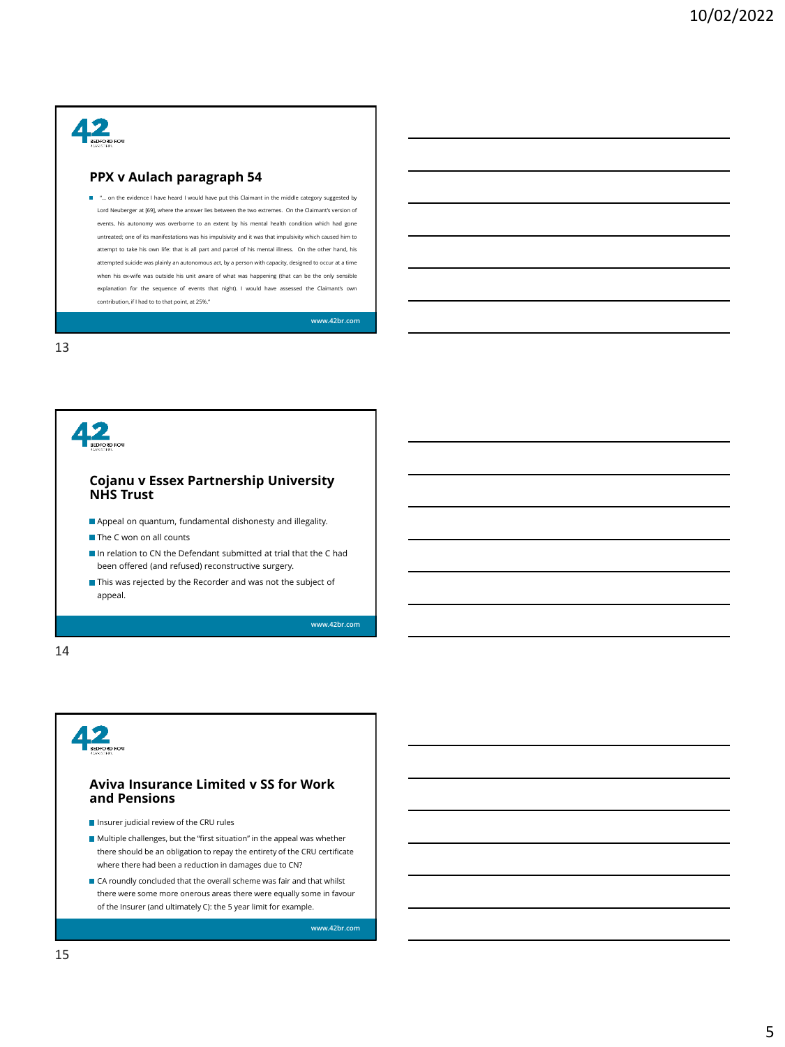## PPX v Aulach paragraph 54

- "… on the evidence I have heard I would have put this Claimant in the middle category suggested by Lord Neuberger at [69], where the answer lies between the two extremes. On the Claimant's version of events, his autonomy was overborne to an extent by his mental health condition which had gone untreated; one of its manifestations was his impulsivity and it was that impulsivity which caused him to attempt to take his own life: that is all part and parcel of his mental illness. On the other hand, his attempted suicide was plainly an autonomous act, by a person with capacity, designed to occur at a time when his ex-wife was outside his unit aware of what was happening (that can be the only sensible explanation for the sequence of events that night). I would have assessed the Claimant's own contribution, if I had to to that point, at 25%."

www.42br.com

## Cojanu v Essex Partnership University NHS Trust

- Appeal on quantum, fundamental dishonesty and illegality.
- The C won on all counts
- In relation to CN the Defendant submitted at trial that the C had been offered (and refused) reconstructive surgery.
- This was rejected by the Recorder and was not the subject of appeal.

www.42br.com

## Aviva Insurance Limited v SS for Work and Pensions

- Insurer judicial review of the CRU rules
- Multiple challenges, but the "first situation" in the appeal was whether there should be an obligation to repay the entirety of the CRU certificate where there had been a reduction in damages due to CN?
- CA roundly concluded that the overall scheme was fair and that whilst there were some more onerous areas there were equally some in favour of the Insurer (and ultimately C): the 5 year limit for example.

www.42br.com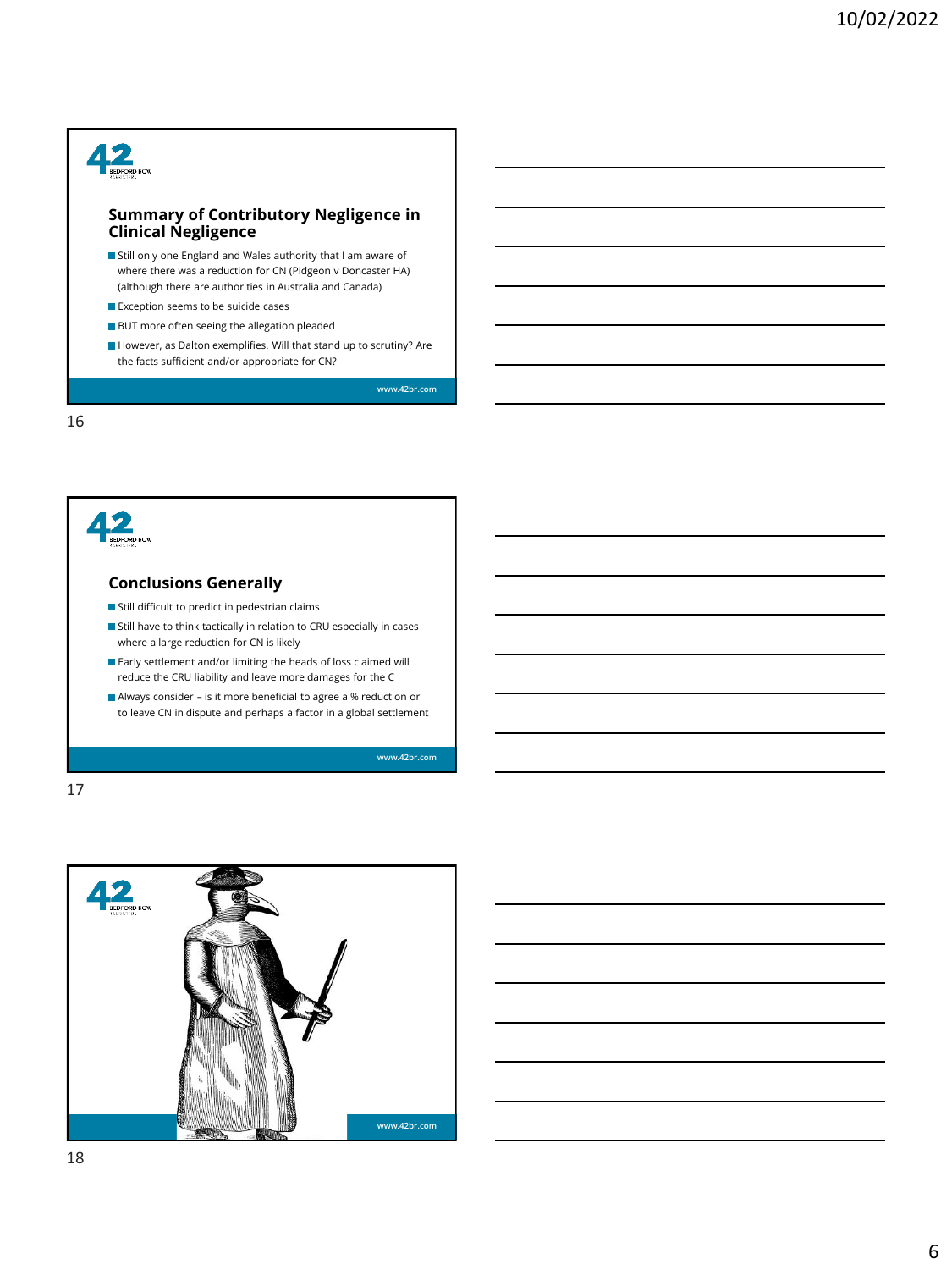## Summary of Contributory Negligence in Clinical Negligence

- Still only one England and Wales authority that I am aware of where there was a reduction for CN (Pidgeon v Doncaster HA) (although there are authorities in Australia and Canada)
- Exception seems to be suicide cases
- BUT more often seeing the allegation pleaded
- However, as Dalton exemplifies. Will that stand up to scrutiny? Are the facts sufficient and/or appropriate for CN?

www.42br.com

## Conclusions Generally

- Still difficult to predict in pedestrian claims
- Still have to think tactically in relation to CRU especially in cases where a large reduction for CN is likely
- Early settlement and/or limiting the heads of loss claimed will reduce the CRU liability and leave more damages for the C
- Always consider – is it more beneficial to agree a % reduction or to leave CN in dispute and perhaps a factor in a global settlement

www.42br.com

www.42br.com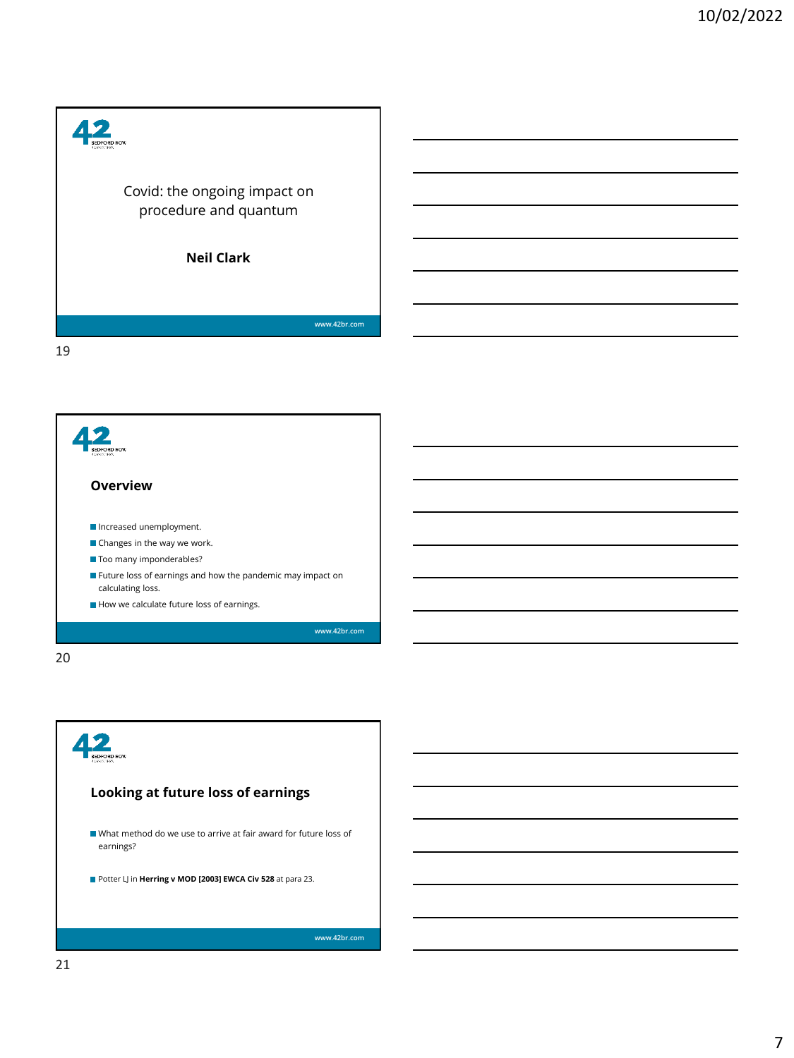Covid: the ongoing impact on procedure and quantum

**Neil Clark**

www.42br.com

## Overview

- Increased unemployment.
- Changes in the way we work.
- Too many imponderables?
- Future loss of earnings and how the pandemic may impact on calculating loss.
- How we calculate future loss of earnings.

www.42br.com

## Looking at future loss of earnings

- What method do we use to arrive at fair award for future loss of earnings?
- Potter LJ in **Herring v MOD [2003] EWCA Civ 528** at para 23.

www.42br.com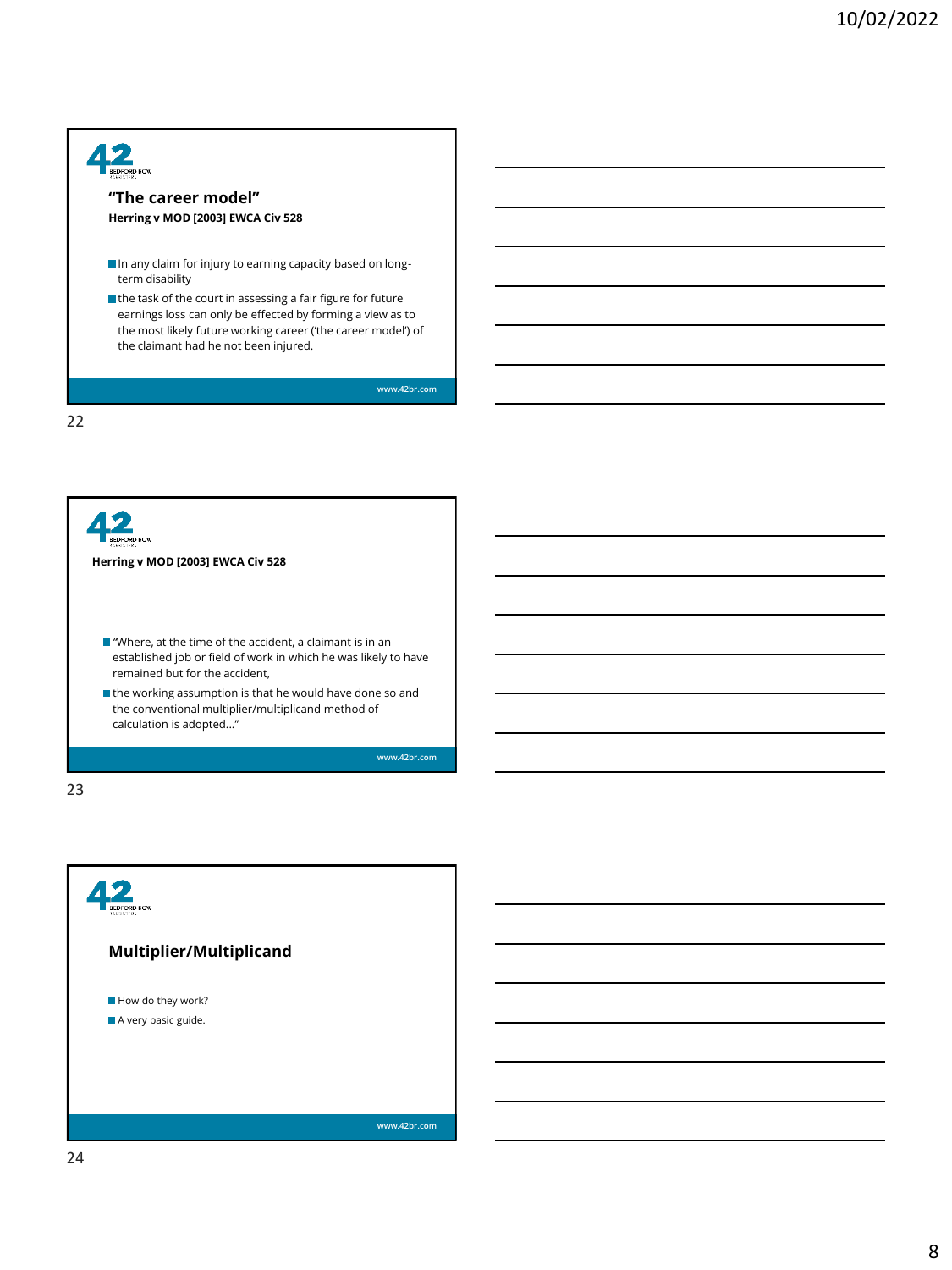## "The career model"

**Herring v MOD [2003] EWCA Civ 528**

- In any claim for injury to earning capacity based on long-term disability
- the task of the court in assessing a fair figure for future earnings loss can only be effected by forming a view as to the most likely future working career ('the career model') of the claimant had he not been injured.

**Herring v MOD [2003] EWCA Civ 528**

- "Where, at the time of the accident, a claimant is in an established job or field of work in which he was likely to have remained but for the accident,
- the working assumption is that he would have done so and the conventional multiplier/multiplicand method of calculation is adopted…"

## Multiplier/Multiplicand

- How do they work?
- A very basic guide.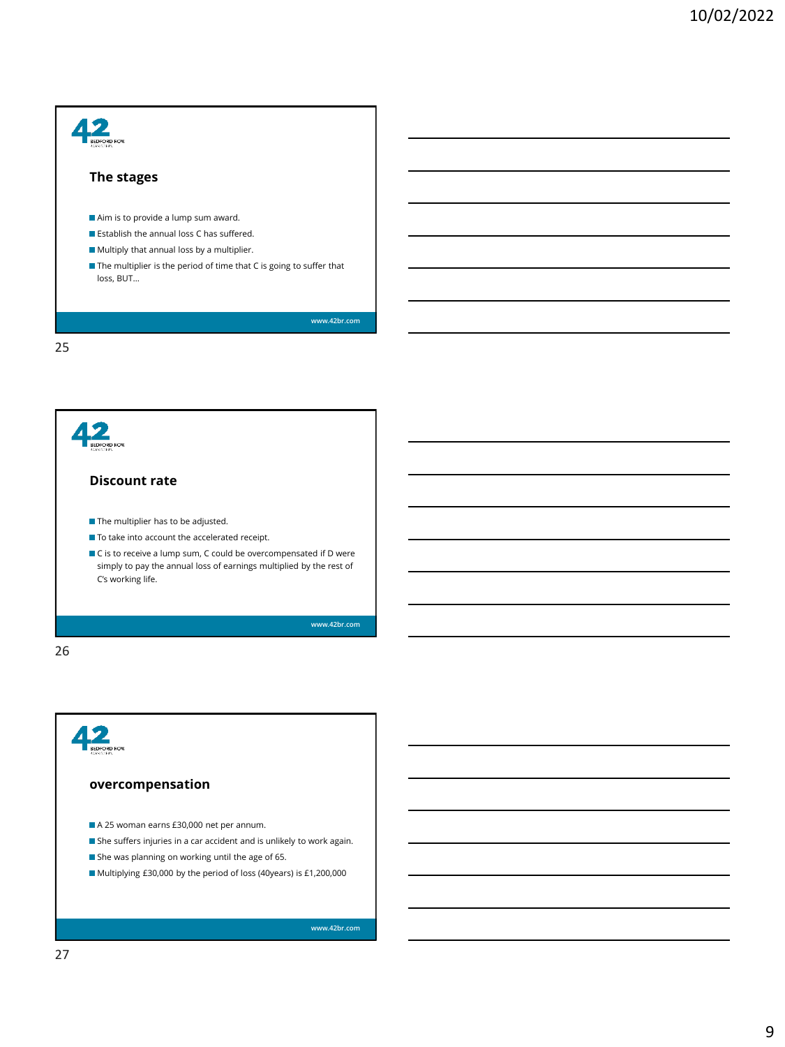## The stages

- Aim is to provide a lump sum award.
- Establish the annual loss C has suffered.
- Multiply that annual loss by a multiplier.
- The multiplier is the period of time that C is going to suffer that loss, BUT…

www.42br.com

## Discount rate

- The multiplier has to be adjusted.
- To take into account the accelerated receipt.
- C is to receive a lump sum, C could be overcompensated if D were simply to pay the annual loss of earnings multiplied by the rest of C's working life.

www.42br.com

## overcompensation

- A 25 woman earns £30,000 net per annum.
- She suffers injuries in a car accident and is unlikely to work again.
- She was planning on working until the age of 65.
- Multiplying £30,000 by the period of loss (40years) is £1,200,000

www.42br.com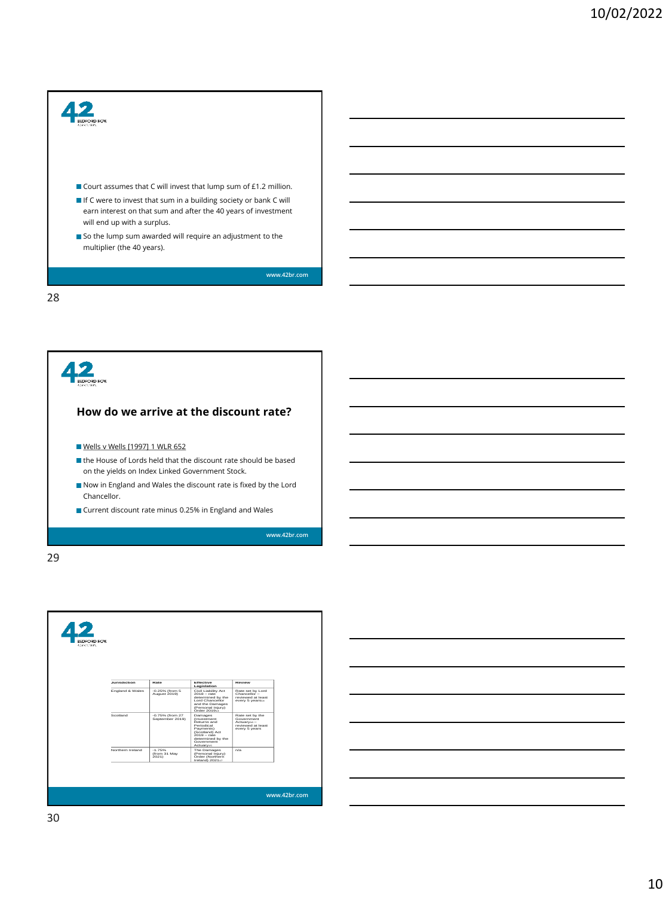- Court assumes that C will invest that lump sum of £1.2 million.
- If C were to invest that sum in a building society or bank C will earn interest on that sum and after the 40 years of investment will end up with a surplus.
- So the lump sum awarded will require an adjustment to the multiplier (the 40 years).

## How do we arrive at the discount rate?

- Wells v Wells [1997] 1 WLR 652
- the House of Lords held that the discount rate should be based on the yields on Index Linked Government Stock.
- Now in England and Wales the discount rate is fixed by the Lord Chancellor.
- Current discount rate minus 0.25% in England and Wales

| Jurisdiction | Rate | Effective Legislation | Review |
|---|---|---|---|
| England & Wales | -0.25% (from 5 August 2019) | Civil Liability Act 2018 – rate determined by the Lord Chancellor and the Damages (Personal Injury) Order 2019[14] | Rate set by Lord Chancellor – reviewed at least every 5 years[15] |
| Scotland | -0.75% (from 27 September 2019) | Damages (Investment Returns and Periodical Payments) (Scotland) Act 2019 – rate determined by the Government Actuary[15] | Rate set by the Government Actuary[16] – reviewed at least every 5 years |
| Northern Ireland | -1.75% (from 31 May 2021) | The Damages (Personal Injury) Order (Northern Ireland) 2021[17] | n/a |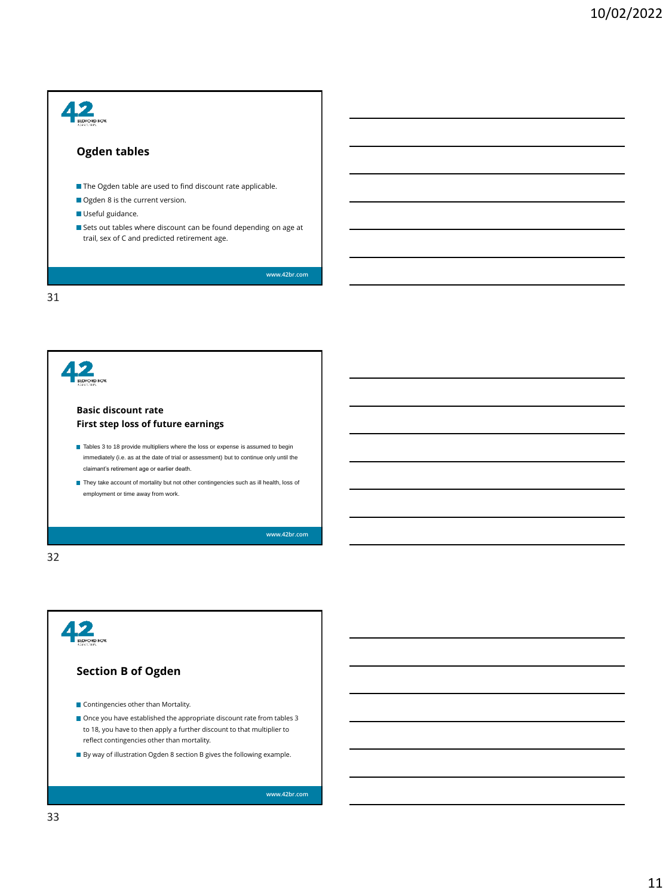## Ogden tables

- The Ogden table are used to find discount rate applicable.
- Ogden 8 is the current version.
- Useful guidance.
- Sets out tables where discount can be found depending on age at trail, sex of C and predicted retirement age.

www.42br.com

## Basic discount rate
## First step loss of future earnings

- Tables 3 to 18 provide multipliers where the loss or expense is assumed to begin immediately (i.e. as at the date of trial or assessment) but to continue only until the claimant's retirement age or earlier death.
- They take account of mortality but not other contingencies such as ill health, loss of employment or time away from work.

www.42br.com

## Section B of Ogden

- Contingencies other than Mortality.
- Once you have established the appropriate discount rate from tables 3 to 18, you have to then apply a further discount to that multiplier to reflect contingencies other than mortality.
- By way of illustration Ogden 8 section B gives the following example.

www.42br.com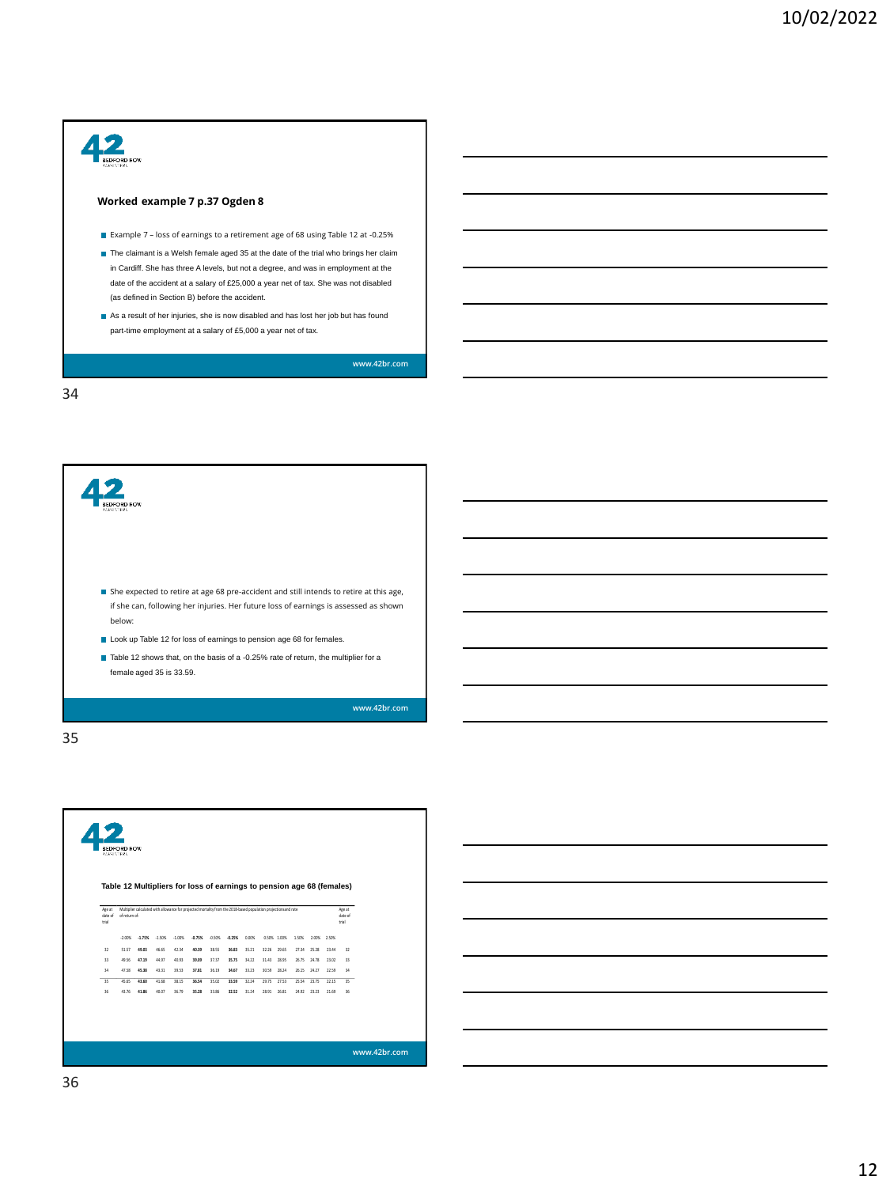### Worked example 7 p.37 Ogden 8

- Example 7 – loss of earnings to a retirement age of 68 using Table 12 at -0.25%
- The claimant is a Welsh female aged 35 at the date of the trial who brings her claim in Cardiff. She has three A levels, but not a degree, and was in employment at the date of the accident at a salary of £25,000 a year net of tax. She was not disabled (as defined in Section B) before the accident.
- As a result of her injuries, she is now disabled and has lost her job but has found part-time employment at a salary of £5,000 a year net of tax.

www.42br.com

- She expected to retire at age 68 pre-accident and still intends to retire at this age, if she can, following her injuries. Her future loss of earnings is assessed as shown below:
- Look up Table 12 for loss of earnings to pension age 68 for females.
- Table 12 shows that, on the basis of a -0.25% rate of return, the multiplier for a female aged 35 is 33.59.

www.42br.com

**Table 12 Multipliers for loss of earnings to pension age 68 (females)**

| Age at date of trial | Multiplier calculated with allowance for projected mortality from the 2018-based population projections and rate of return of: | | | | | | | | | | | | | | | Age at date of trial |
|---|---|---|---|---|---|---|---|---|---|---|---|---|---|---|---|---|
| | -2.00% | -1.75% | -1.50% | -1.00% | -0.75% | -0.50% | -0.25% | 0.00% | 0.50% | 1.00% | 1.50% | 2.00% | 2.50% | | | |
| 32 | 51.57 | 49.03 | 46.65 | 42.34 | 40.39 | 38.55 | 36.83 | 35.21 | 32.26 | 29.65 | 27.34 | 25.28 | 23.44 | | | 32 |
| 33 | 49.56 | 47.19 | 44.97 | 40.93 | 39.09 | 37.37 | 35.75 | 34.22 | 31.43 | 28.95 | 26.75 | 24.78 | 23.02 | | | 33 |
| 34 | 47.58 | 45.38 | 43.31 | 39.53 | 37.81 | 36.19 | 34.67 | 33.23 | 30.59 | 28.24 | 26.15 | 24.27 | 22.58 | | | 34 |
| 35 | 45.65 | 43.60 | 41.68 | 38.15 | 36.54 | 35.02 | 33.59 | 32.24 | 29.75 | 27.53 | 25.54 | 23.75 | 22.15 | | | 35 |
| 36 | 43.76 | 41.86 | 40.07 | 36.79 | 35.28 | 33.86 | 32.52 | 31.24 | 28.91 | 26.81 | 24.92 | 23.23 | 21.69 | | | 36 |

www.42br.com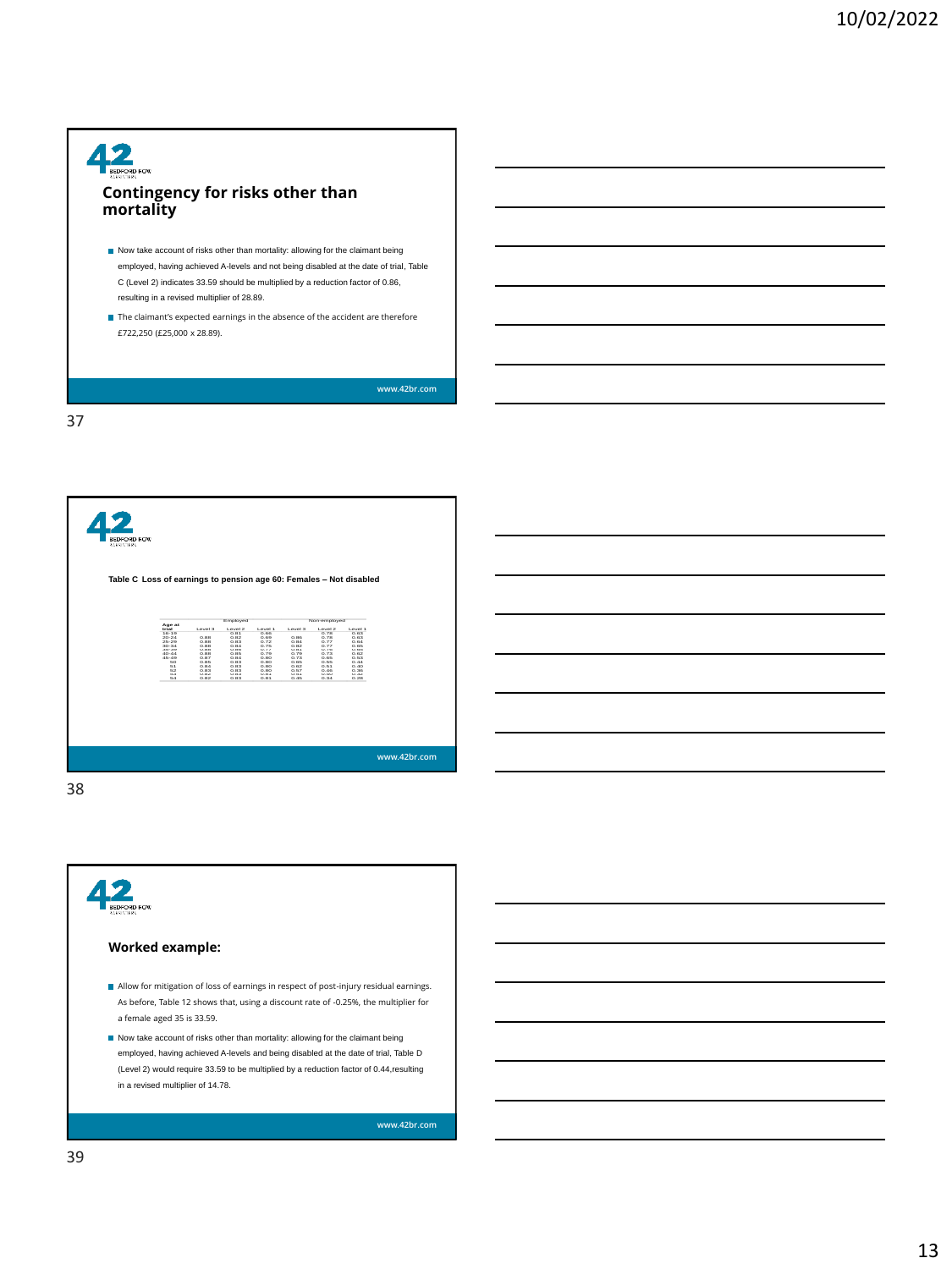## Contingency for risks other than mortality

- Now take account of risks other than mortality: allowing for the claimant being employed, having achieved A-levels and not being disabled at the date of trial, Table C (Level 2) indicates 33.59 should be multiplied by a reduction factor of 0.86, resulting in a revised multiplier of 28.89.
- The claimant's expected earnings in the absence of the accident are therefore £722,250 (£25,000 x 28.89).

**Table C Loss of earnings to pension age 60: Females – Not disabled**

| Age at trial | Employed | | | Non-employed | | |
|---|---|---|---|---|---|---|
| | Level 3 | Level 2 | Level 1 | Level 3 | Level 2 | Level 1 |
| 16-19 | | 0.81 | 0.86 | | 0.76 | 0.63 |
| 20-24 | 0.88 | 0.82 | 0.69 | 0.86 | 0.78 | 0.63 |
| 25-29 | 0.88 | 0.83 | 0.72 | 0.84 | 0.77 | 0.64 |
| 30-34 | 0.88 | 0.84 | 0.75 | 0.82 | 0.77 | 0.65 |
| 35-39 | 0.88 | 0.86 | 0.77 | 0.81 | 0.76 | 0.65 |
| 40-44 | 0.88 | 0.85 | 0.79 | 0.79 | 0.73 | 0.62 |
| 45-49 | 0.87 | 0.84 | 0.80 | 0.73 | 0.65 | 0.53 |
| 50 | 0.85 | 0.83 | 0.80 | 0.65 | 0.55 | 0.44 |
| 51 | 0.84 | 0.83 | 0.80 | 0.62 | 0.51 | 0.40 |
| 52 | 0.83 | 0.83 | 0.80 | 0.57 | 0.46 | 0.36 |
| 53 | 0.82 | 0.83 | 0.81 | 0.51 | 0.40 | 0.32 |
| 54 | 0.82 | 0.83 | 0.81 | 0.35 | 0.34 | 0.29 |

## Worked example:

- Allow for mitigation of loss of earnings in respect of post-injury residual earnings. As before, Table 12 shows that, using a discount rate of -0.25%, the multiplier for a female aged 35 is 33.59.
- Now take account of risks other than mortality: allowing for the claimant being employed, having achieved A-levels and being disabled at the date of trial, Table D (Level 2) would require 33.59 to be multiplied by a reduction factor of 0.44,resulting in a revised multiplier of 14.78.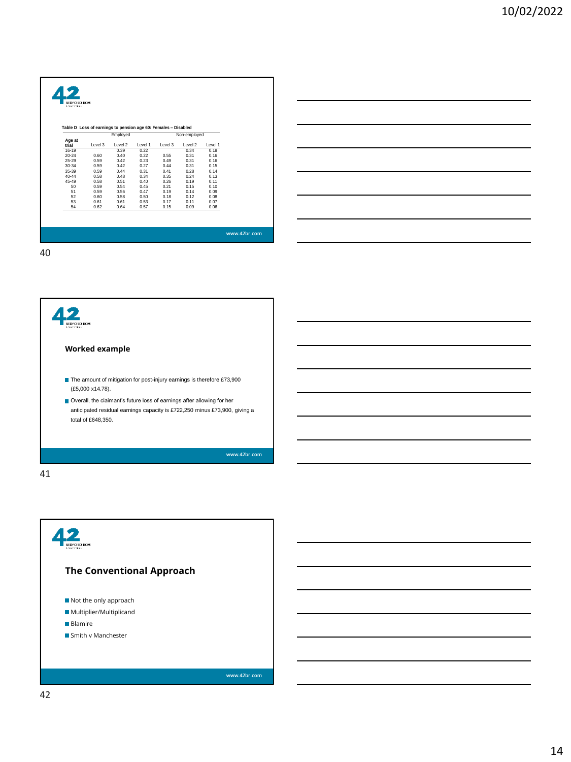**Table D Loss of earnings to pension age 60: Females – Disabled**

| Age at trial | Employed | | | Non-employed | | |
|---|---|---|---|---|---|---|
| | Level 3 | Level 2 | Level 1 | Level 3 | Level 2 | Level 1 |
| 16-19 | | 0.39 | 0.22 | | 0.34 | 0.18 |
| 20-24 | 0.60 | 0.40 | 0.22 | 0.55 | 0.31 | 0.16 |
| 25-29 | 0.59 | 0.42 | 0.23 | 0.49 | 0.31 | 0.16 |
| 30-34 | 0.59 | 0.42 | 0.27 | 0.44 | 0.31 | 0.15 |
| 35-39 | 0.59 | 0.44 | 0.31 | 0.41 | 0.28 | 0.14 |
| 40-44 | 0.58 | 0.48 | 0.34 | 0.35 | 0.24 | 0.13 |
| 45-49 | 0.58 | 0.51 | 0.40 | 0.26 | 0.19 | 0.11 |
| 50 | 0.59 | 0.54 | 0.45 | 0.21 | 0.15 | 0.10 |
| 51 | 0.59 | 0.56 | 0.47 | 0.19 | 0.14 | 0.09 |
| 52 | 0.60 | 0.58 | 0.50 | 0.18 | 0.12 | 0.08 |
| 53 | 0.61 | 0.61 | 0.53 | 0.17 | 0.11 | 0.07 |
| 54 | 0.62 | 0.64 | 0.57 | 0.15 | 0.09 | 0.06 |

www.42br.com

## Worked example

- The amount of mitigation for post-injury earnings is therefore £73,900 (£5,000 x14.78).
- Overall, the claimant's future loss of earnings after allowing for her anticipated residual earnings capacity is £722,250 minus £73,900, giving a total of £648,350.

www.42br.com

## The Conventional Approach

- Not the only approach
- Multiplier/Multiplicand
- Blamire
- Smith v Manchester

www.42br.com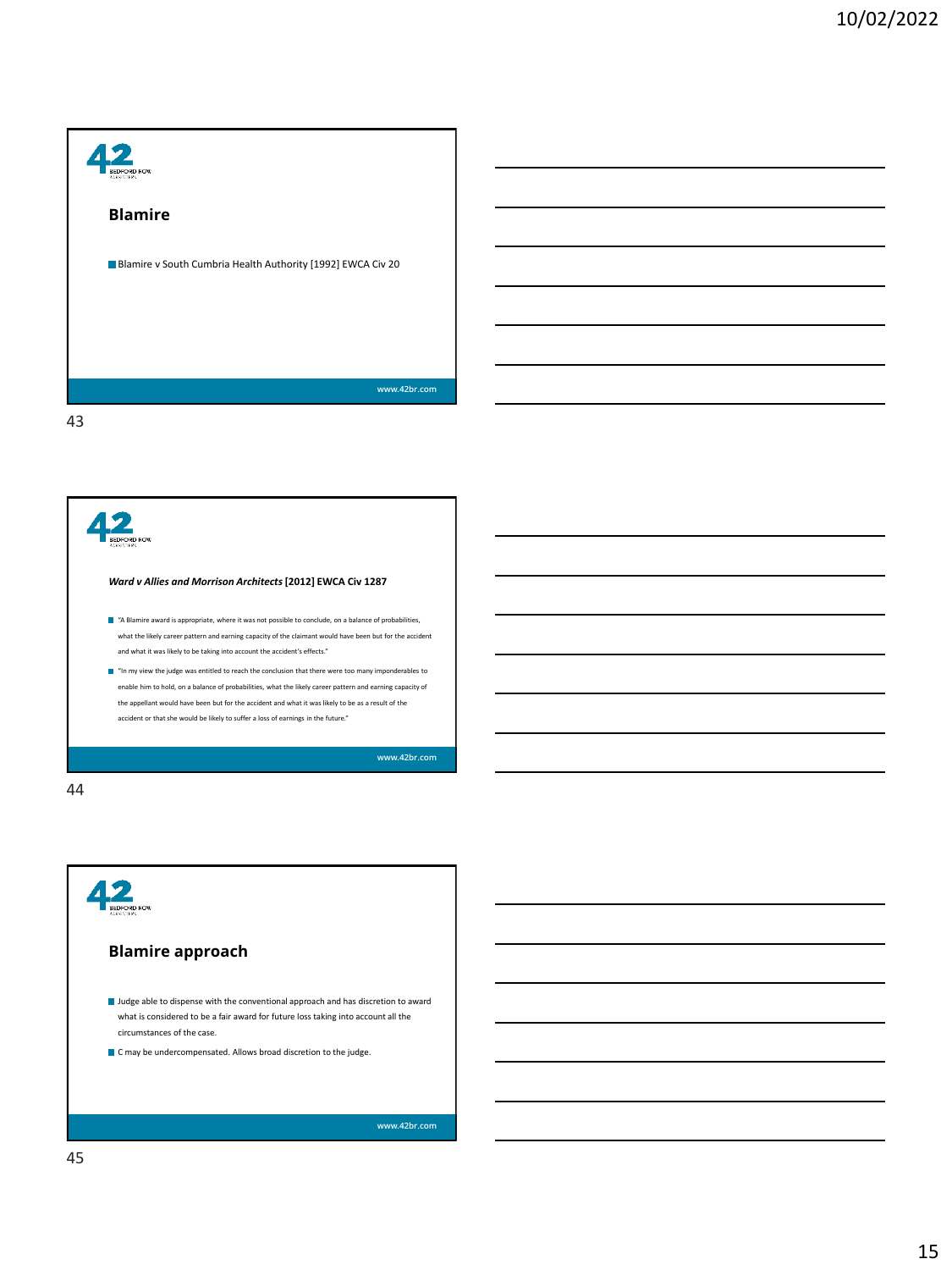## Blamire

- Blamire v South Cumbria Health Authority [1992] EWCA Civ 20

## *Ward v Allies and Morrison Architects* [2012] EWCA Civ 1287

- "A Blamire award is appropriate, where it was not possible to conclude, on a balance of probabilities, what the likely career pattern and earning capacity of the claimant would have been but for the accident and what it was likely to be taking into account the accident's effects."
- "In my view the judge was entitled to reach the conclusion that there were too many imponderables to enable him to hold, on a balance of probabilities, what the likely career pattern and earning capacity of the appellant would have been but for the accident and what it was likely to be as a result of the accident or that she would be likely to suffer a loss of earnings in the future."

## Blamire approach

- Judge able to dispense with the conventional approach and has discretion to award what is considered to be a fair award for future loss taking into account all the circumstances of the case.
- C may be undercompensated. Allows broad discretion to the judge.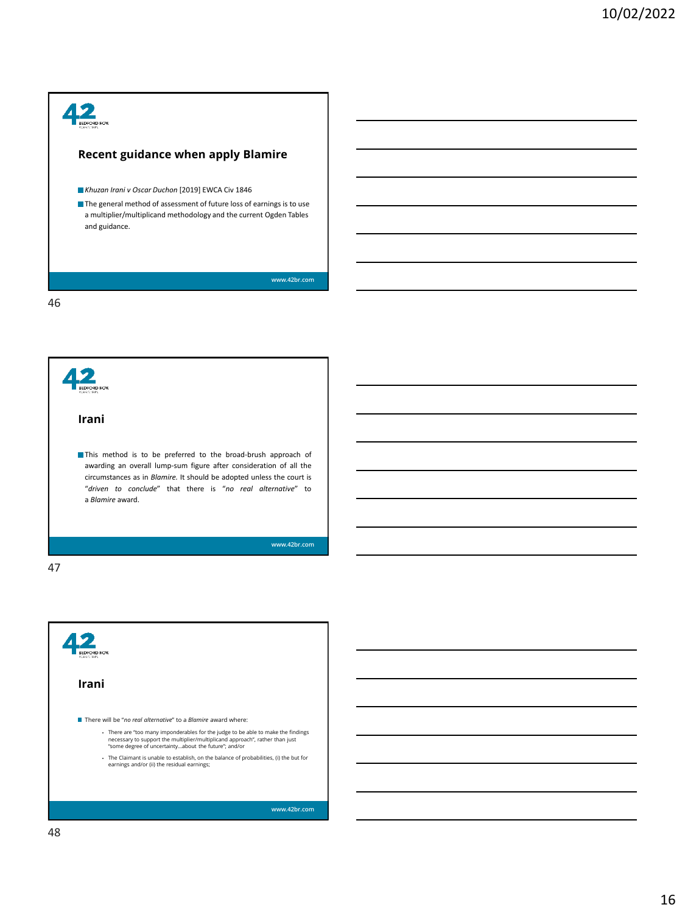## Recent guidance when apply Blamire

- *Khuzan Irani v Oscar Duchon* [2019] EWCA Civ 1846
- The general method of assessment of future loss of earnings is to use a multiplier/multiplicand methodology and the current Ogden Tables and guidance.

## Irani

- This method is to be preferred to the broad-brush approach of awarding an overall lump-sum figure after consideration of all the circumstances as in *Blamire.* It should be adopted unless the court is "*driven to conclude*" that there is "*no real alternative*" to a *Blamire* award.

## Irani

- There will be "*no real alternative*" to a *Blamire* award where:
  - There are "too many imponderables for the judge to be able to make the findings necessary to support the multiplier/multiplicand approach", rather than just "some degree of uncertainty…about the future"; and/or
  - The Claimant is unable to establish, on the balance of probabilities, (i) the but for earnings and/or (ii) the residual earnings;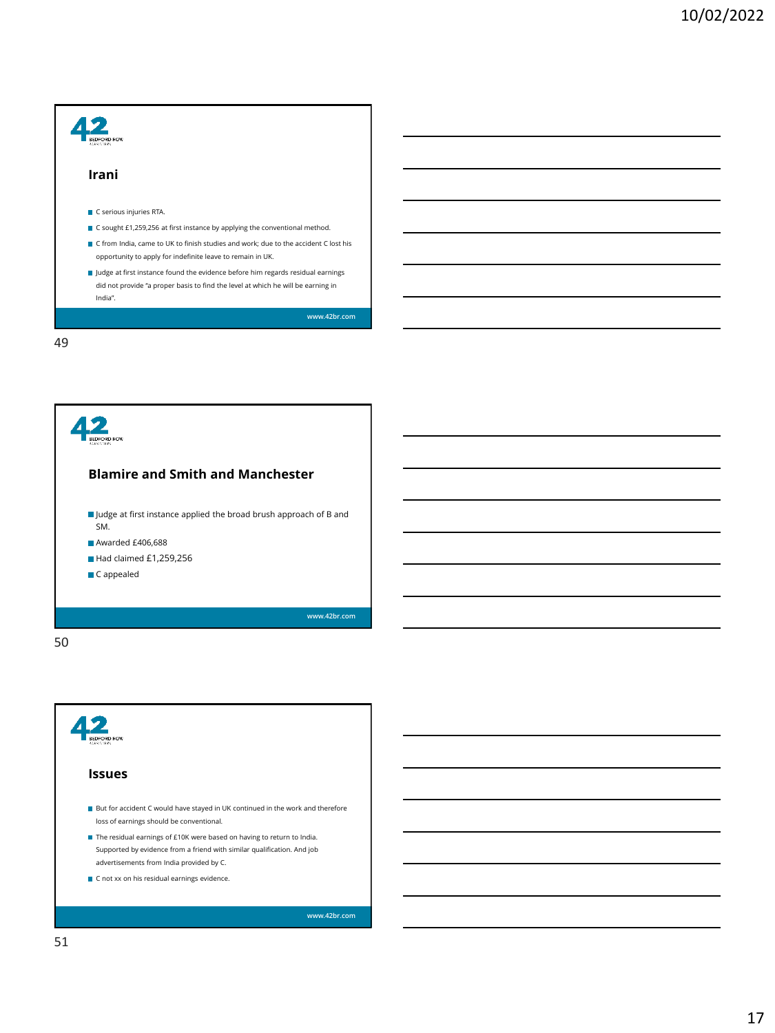## Irani

- C serious injuries RTA.
- C sought £1,259,256 at first instance by applying the conventional method.
- C from India, came to UK to finish studies and work; due to the accident C lost his opportunity to apply for indefinite leave to remain in UK.
- Judge at first instance found the evidence before him regards residual earnings did not provide "a proper basis to find the level at which he will be earning in India".

www.42br.com

## Blamire and Smith and Manchester

- Judge at first instance applied the broad brush approach of B and SM.
- Awarded £406,688
- Had claimed £1,259,256
- C appealed

www.42br.com

## Issues

- But for accident C would have stayed in UK continued in the work and therefore loss of earnings should be conventional.
- The residual earnings of £10K were based on having to return to India. Supported by evidence from a friend with similar qualification. And job advertisements from India provided by C.
- C not xx on his residual earnings evidence.

www.42br.com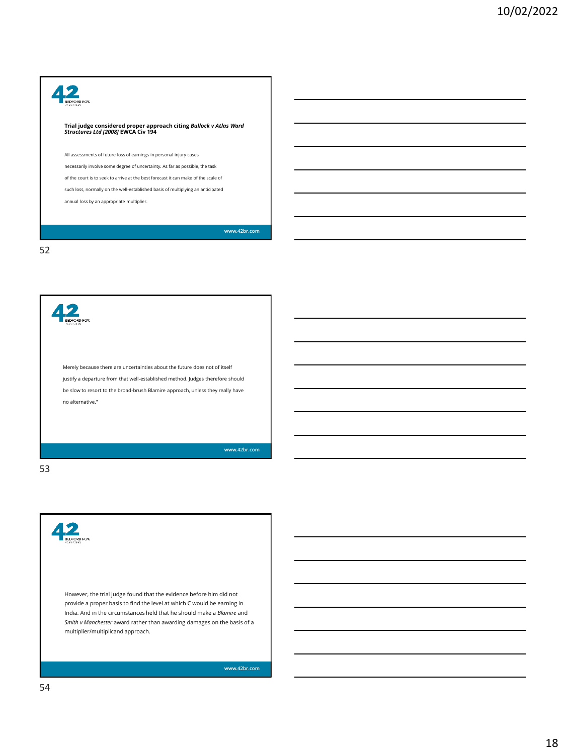**Trial judge considered proper approach citing *Bullock v Atlas Ward Structures Ltd [2008]* EWCA Civ 194**

All assessments of future loss of earnings in personal injury cases necessarily involve some degree of uncertainty. As far as possible, the task of the court is to seek to arrive at the best forecast it can make of the scale of such loss, normally on the well-established basis of multiplying an anticipated annual loss by an appropriate multiplier.

www.42br.com

Merely because there are uncertainties about the future does not of itself justify a departure from that well-established method. Judges therefore should be slow to resort to the broad-brush Blamire approach, unless they really have no alternative."

www.42br.com

However, the trial judge found that the evidence before him did not provide a proper basis to find the level at which C would be earning in India. And in the circumstances held that he should make a *Blamire* and *Smith v Manchester* award rather than awarding damages on the basis of a multiplier/multiplicand approach.

www.42br.com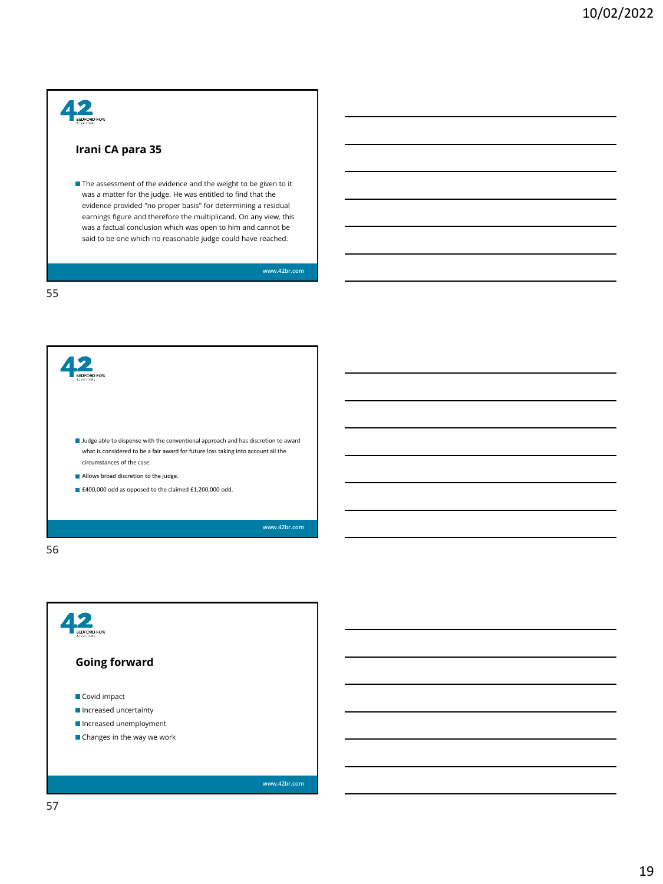## Irani CA para 35

- The assessment of the evidence and the weight to be given to it was a matter for the judge. He was entitled to find that the evidence provided "no proper basis" for determining a residual earnings figure and therefore the multiplicand. On any view, this was a factual conclusion which was open to him and cannot be said to be one which no reasonable judge could have reached.

www.42br.com

---

- Judge able to dispense with the conventional approach and has discretion to award what is considered to be a fair award for future loss taking into account all the circumstances of the case.
- Allows broad discretion to the judge.
- £400,000 odd as opposed to the claimed £1,200,000 odd.

www.42br.com

---

## Going forward

- Covid impact
- Increased uncertainty
- Increased unemployment
- Changes in the way we work

www.42br.com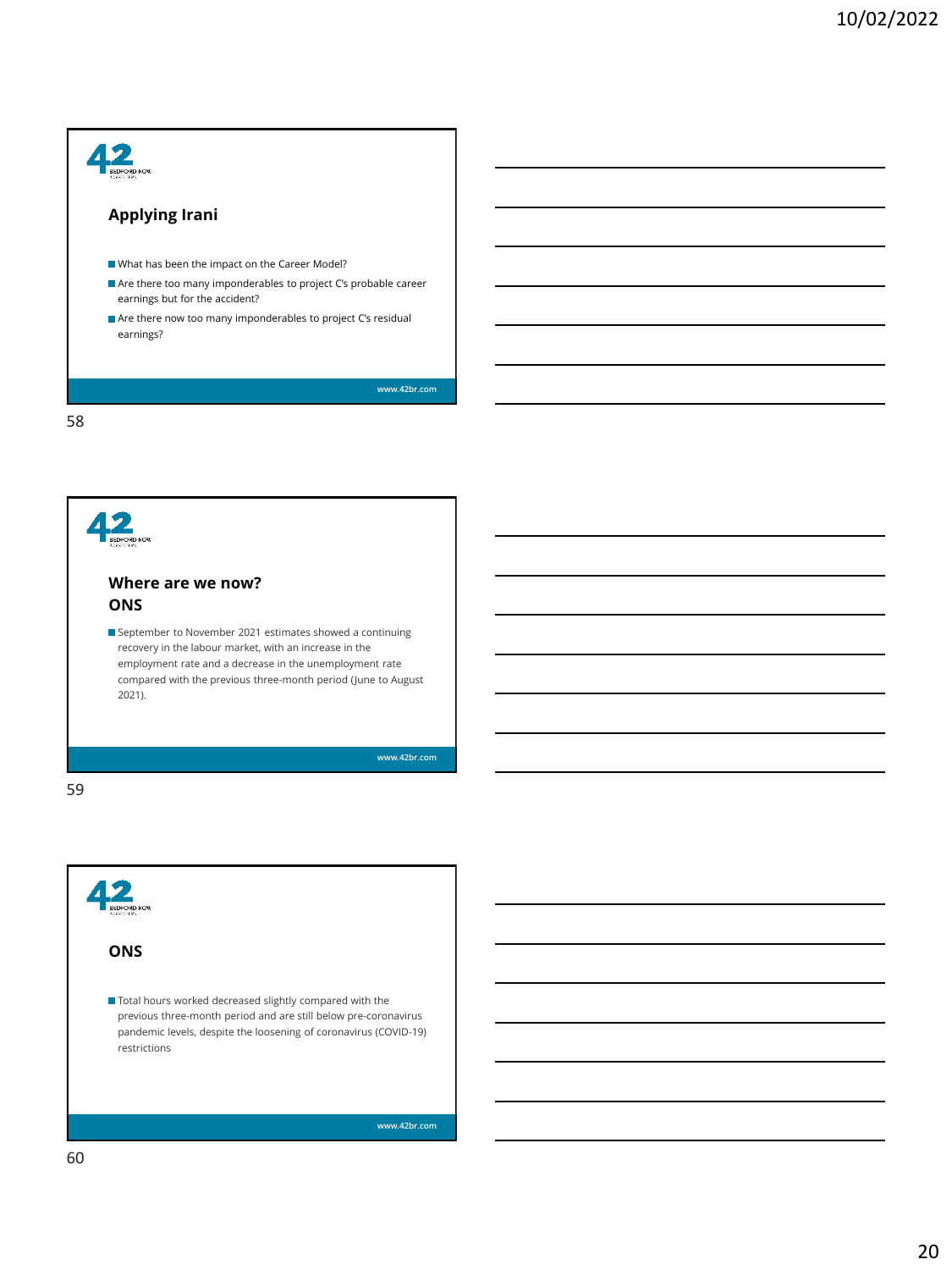## Applying Irani

- What has been the impact on the Career Model?
- Are there too many imponderables to project C's probable career earnings but for the accident?
- Are there now too many imponderables to project C's residual earnings?

## Where are we now? ONS

- September to November 2021 estimates showed a continuing recovery in the labour market, with an increase in the employment rate and a decrease in the unemployment rate compared with the previous three-month period (June to August 2021).

## ONS

- Total hours worked decreased slightly compared with the previous three-month period and are still below pre-coronavirus pandemic levels, despite the loosening of coronavirus (COVID-19) restrictions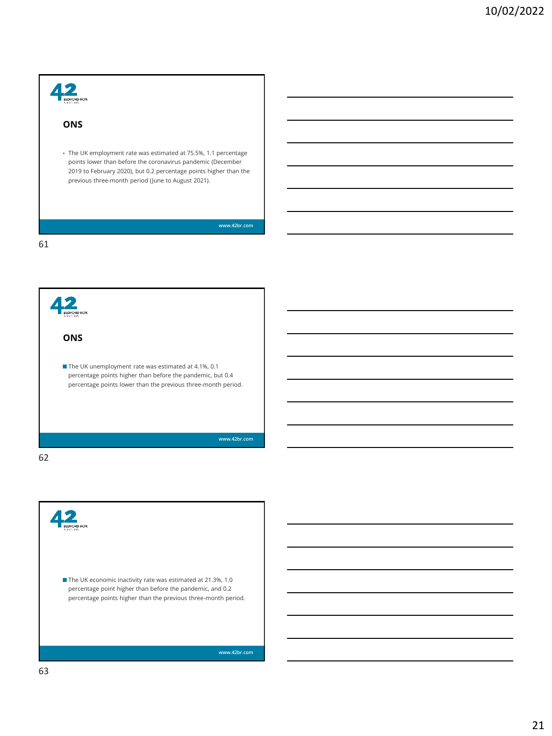## ONS

- The UK employment rate was estimated at 75.5%, 1.1 percentage points lower than before the coronavirus pandemic (December 2019 to February 2020), but 0.2 percentage points higher than the previous three-month period (June to August 2021).

www.42br.com

## ONS

- The UK unemployment rate was estimated at 4.1%, 0.1 percentage points higher than before the pandemic, but 0.4 percentage points lower than the previous three-month period.

www.42br.com

- The UK economic inactivity rate was estimated at 21.3%, 1.0 percentage point higher than before the pandemic, and 0.2 percentage points higher than the previous three-month period.

www.42br.com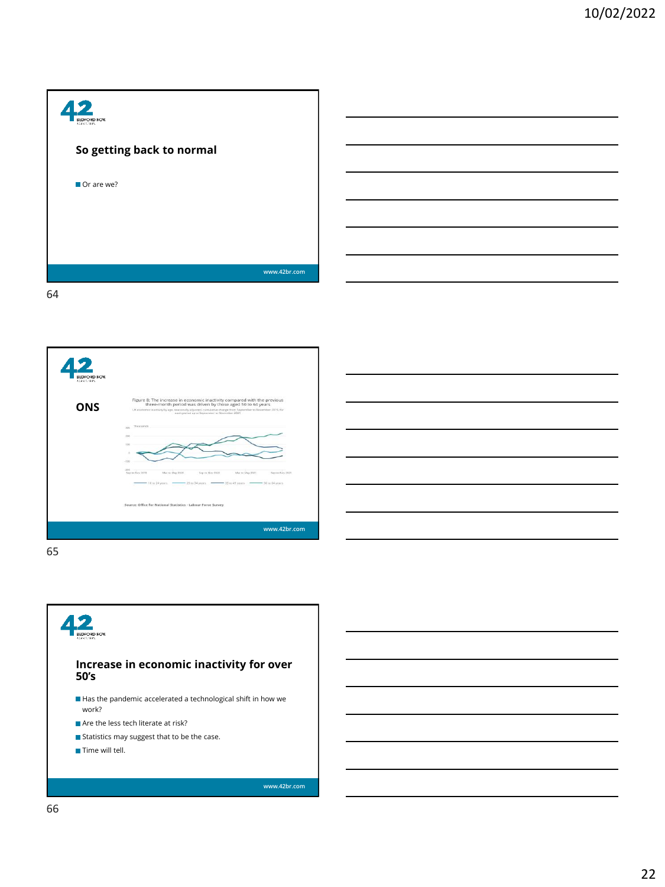## So getting back to normal

- Or are we?

## ONS

Figure 8: The increase in economic inactivity compared with the previous three-month period was driven by those aged 50 to 64 years

Source: Office for National Statistics – Labour Force Survey

## Increase in economic inactivity for over 50's

- Has the pandemic accelerated a technological shift in how we work?
- Are the less tech literate at risk?
- Statistics may suggest that to be the case.
- Time will tell.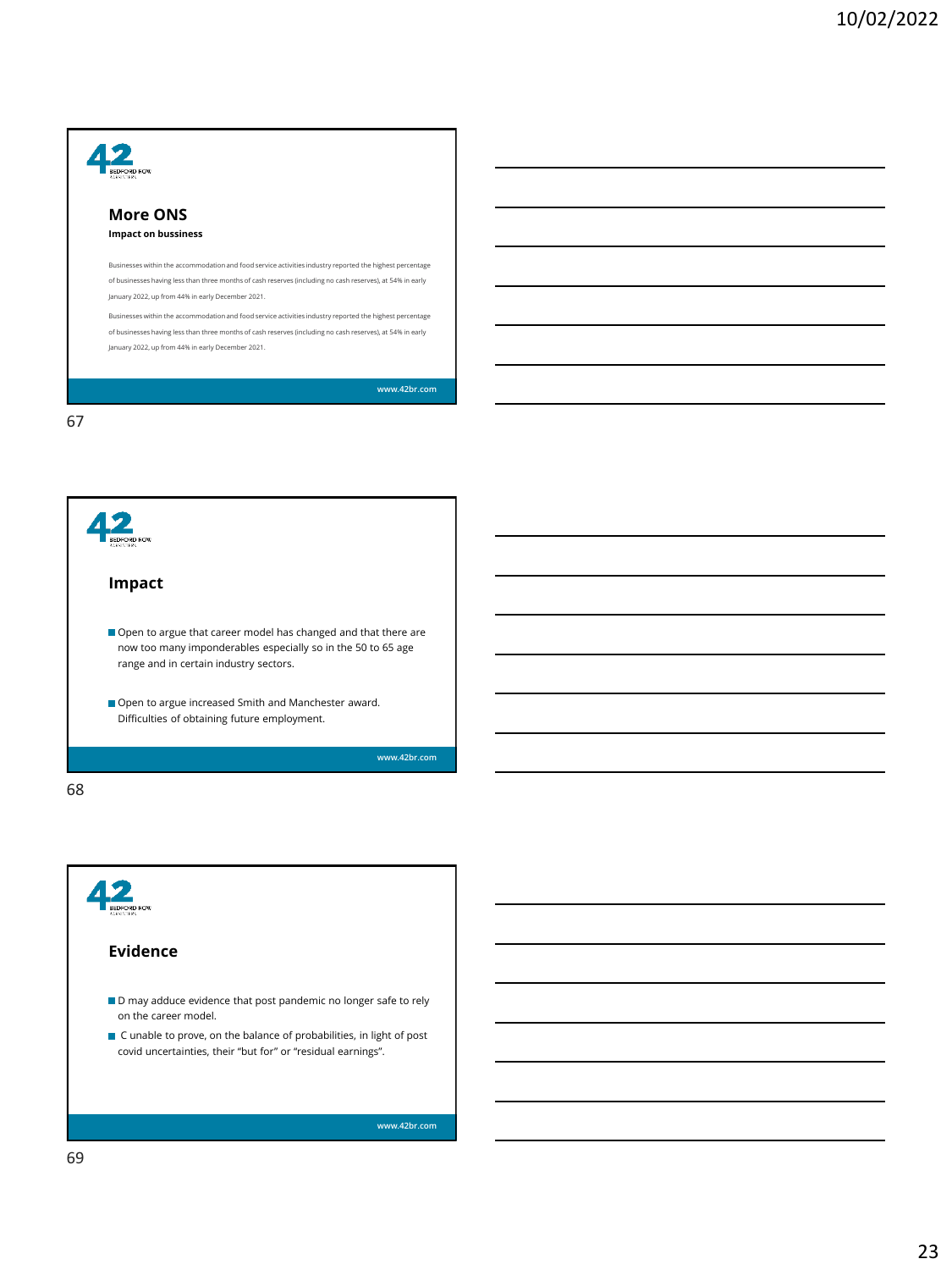## More ONS

**Impact on bussiness**

Businesses within the accommodation and food service activities industry reported the highest percentage of businesses having less than three months of cash reserves (including no cash reserves), at 54% in early January 2022, up from 44% in early December 2021.

Businesses within the accommodation and food service activities industry reported the highest percentage of businesses having less than three months of cash reserves (including no cash reserves), at 54% in early January 2022, up from 44% in early December 2021.

www.42br.com

## Impact

- Open to argue that career model has changed and that there are now too many imponderables especially so in the 50 to 65 age range and in certain industry sectors.
- Open to argue increased Smith and Manchester award. Difficulties of obtaining future employment.

www.42br.com

## Evidence

- D may adduce evidence that post pandemic no longer safe to rely on the career model.
- C unable to prove, on the balance of probabilities, in light of post covid uncertainties, their "but for" or "residual earnings".

www.42br.com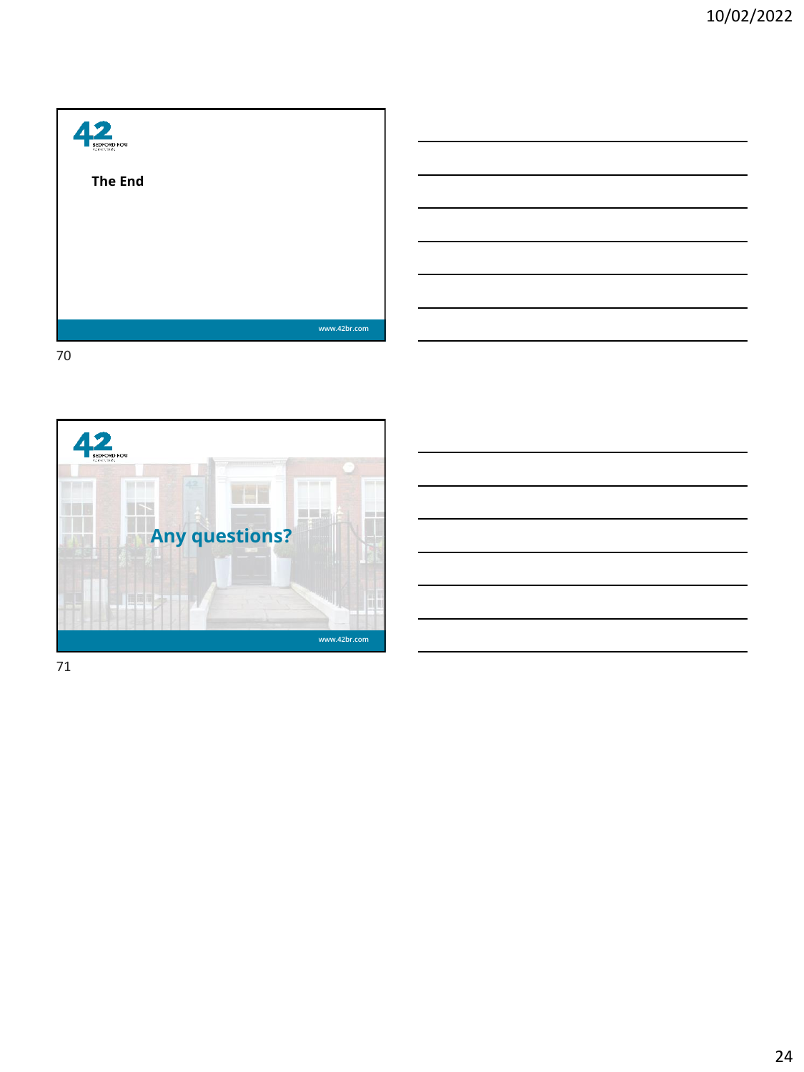**The End**

www.42br.com

**Any questions?**

www.42br.com